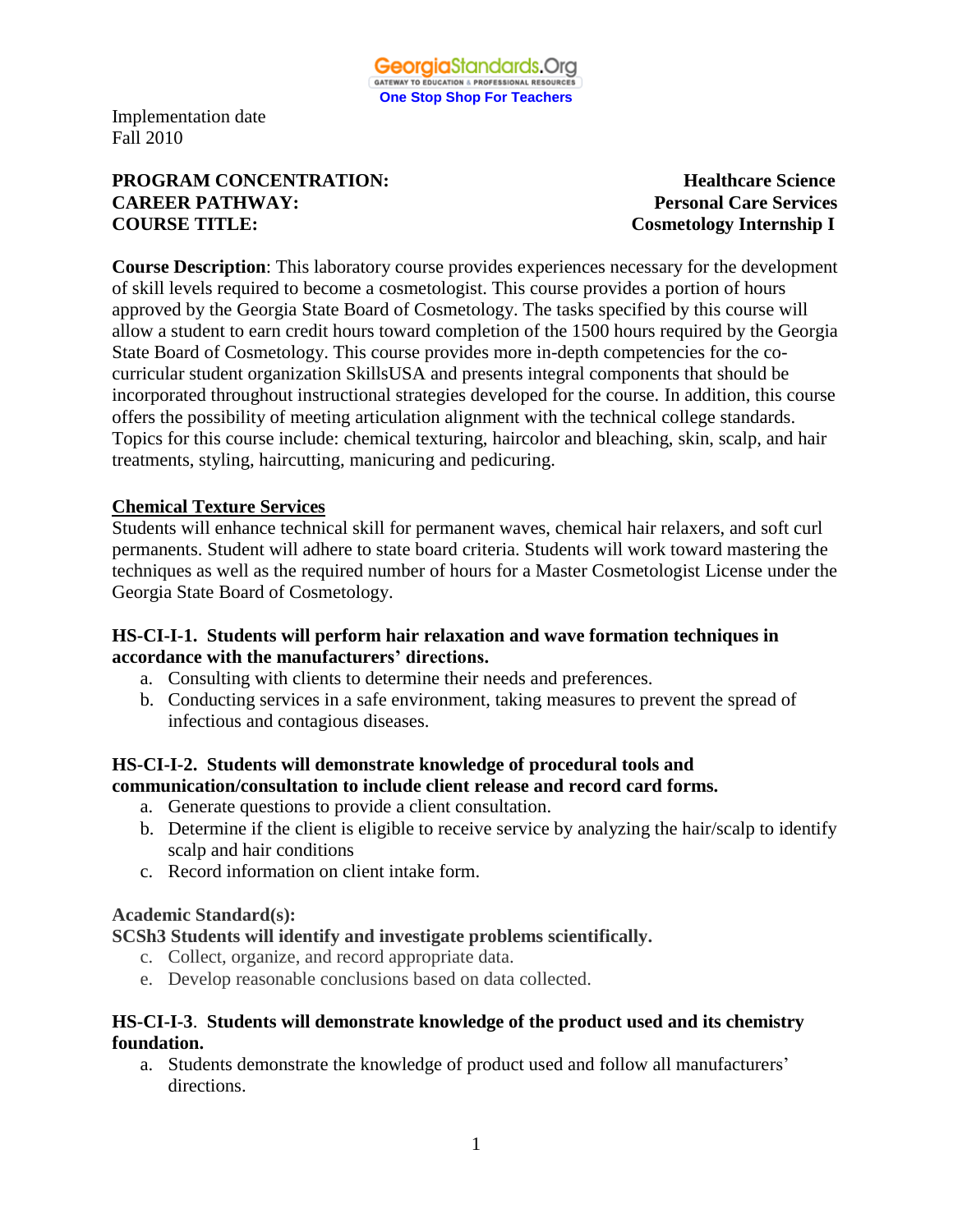GeorgiaStandards.Org
GATEWAY TO EDUCATION & PROFESSIONAL RESOURCES
One Stop Shop For Teachers

Implementation date
Fall 2010

**PROGRAM CONCENTRATION:** Healthcare Science
**CAREER PATHWAY:** Personal Care Services
**COURSE TITLE:** Cosmetology Internship I

**Course Description**: This laboratory course provides experiences necessary for the development of skill levels required to become a cosmetologist. This course provides a portion of hours approved by the Georgia State Board of Cosmetology. The tasks specified by this course will allow a student to earn credit hours toward completion of the 1500 hours required by the Georgia State Board of Cosmetology. This course provides more in-depth competencies for the co-curricular student organization SkillsUSA and presents integral components that should be incorporated throughout instructional strategies developed for the course. In addition, this course offers the possibility of meeting articulation alignment with the technical college standards. Topics for this course include: chemical texturing, haircolor and bleaching, skin, scalp, and hair treatments, styling, haircutting, manicuring and pedicuring.

## Chemical Texture Services

Students will enhance technical skill for permanent waves, chemical hair relaxers, and soft curl permanents. Student will adhere to state board criteria. Students will work toward mastering the techniques as well as the required number of hours for a Master Cosmetologist License under the Georgia State Board of Cosmetology.

**HS-CI-I-1. Students will perform hair relaxation and wave formation techniques in accordance with the manufacturers' directions.**

a. Consulting with clients to determine their needs and preferences.
b. Conducting services in a safe environment, taking measures to prevent the spread of infectious and contagious diseases.

**HS-CI-I-2. Students will demonstrate knowledge of procedural tools and communication/consultation to include client release and record card forms.**

a. Generate questions to provide a client consultation.
b. Determine if the client is eligible to receive service by analyzing the hair/scalp to identify scalp and hair conditions
c. Record information on client intake form.

**Academic Standard(s):**

**SCSh3 Students will identify and investigate problems scientifically.**

c. Collect, organize, and record appropriate data.
e. Develop reasonable conclusions based on data collected.

**HS-CI-I-3. Students will demonstrate knowledge of the product used and its chemistry foundation.**

a. Students demonstrate the knowledge of product used and follow all manufacturers' directions.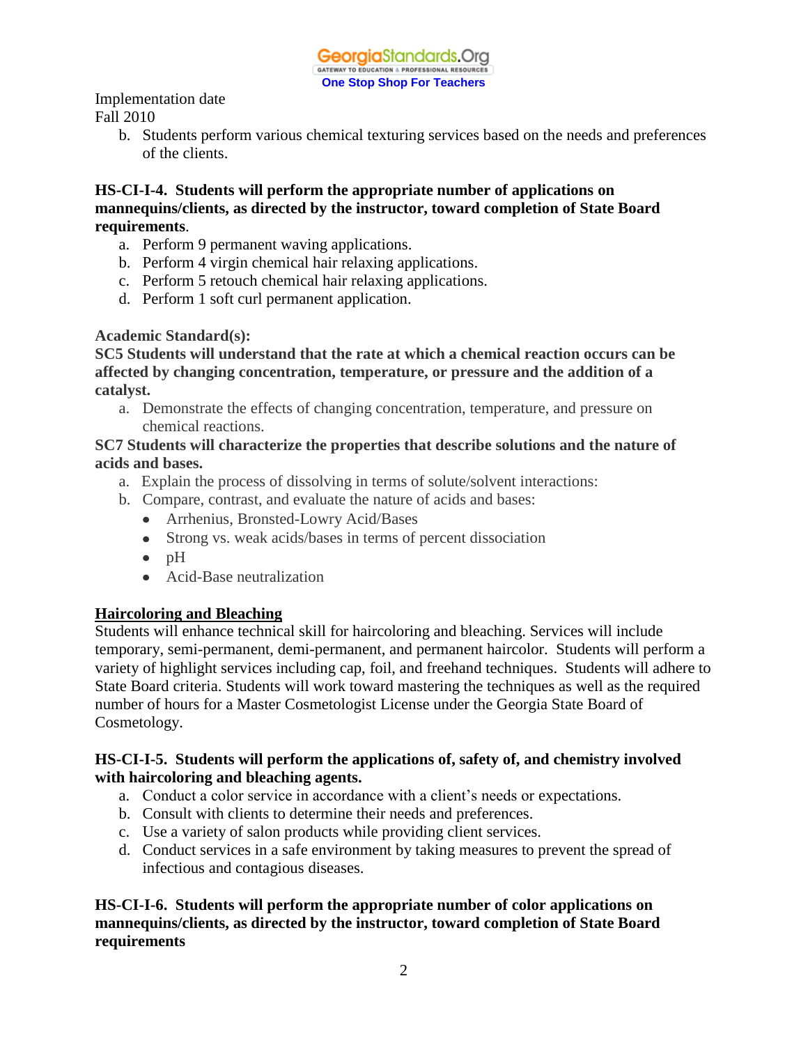Implementation date
Fall 2010

b. Students perform various chemical texturing services based on the needs and preferences of the clients.

**HS-CI-I-4. Students will perform the appropriate number of applications on mannequins/clients, as directed by the instructor, toward completion of State Board requirements**.

a. Perform 9 permanent waving applications.
b. Perform 4 virgin chemical hair relaxing applications.
c. Perform 5 retouch chemical hair relaxing applications.
d. Perform 1 soft curl permanent application.

**Academic Standard(s):**

**SC5 Students will understand that the rate at which a chemical reaction occurs can be affected by changing concentration, temperature, or pressure and the addition of a catalyst.**

a. Demonstrate the effects of changing concentration, temperature, and pressure on chemical reactions.

**SC7 Students will characterize the properties that describe solutions and the nature of acids and bases.**

a. Explain the process of dissolving in terms of solute/solvent interactions:
b. Compare, contrast, and evaluate the nature of acids and bases:
   - Arrhenius, Bronsted-Lowry Acid/Bases
   - Strong vs. weak acids/bases in terms of percent dissociation
   - pH
   - Acid-Base neutralization

## Haircoloring and Bleaching

Students will enhance technical skill for haircoloring and bleaching. Services will include temporary, semi-permanent, demi-permanent, and permanent haircolor. Students will perform a variety of highlight services including cap, foil, and freehand techniques. Students will adhere to State Board criteria. Students will work toward mastering the techniques as well as the required number of hours for a Master Cosmetologist License under the Georgia State Board of Cosmetology.

**HS-CI-I-5. Students will perform the applications of, safety of, and chemistry involved with haircoloring and bleaching agents.**

a. Conduct a color service in accordance with a client's needs or expectations.
b. Consult with clients to determine their needs and preferences.
c. Use a variety of salon products while providing client services.
d. Conduct services in a safe environment by taking measures to prevent the spread of infectious and contagious diseases.

**HS-CI-I-6. Students will perform the appropriate number of color applications on mannequins/clients, as directed by the instructor, toward completion of State Board requirements**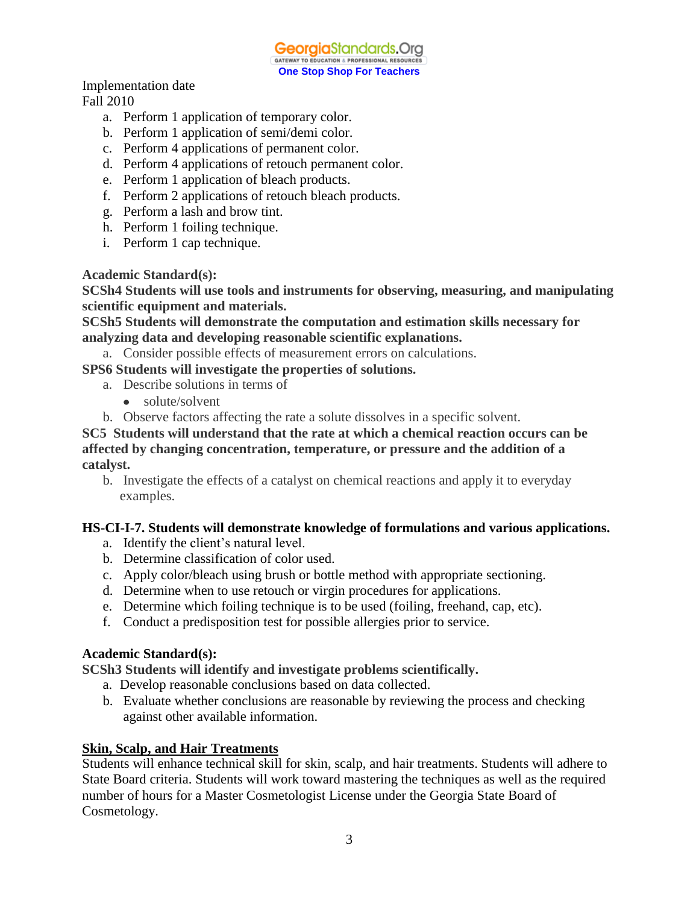Implementation date
Fall 2010

a. Perform 1 application of temporary color.
b. Perform 1 application of semi/demi color.
c. Perform 4 applications of permanent color.
d. Perform 4 applications of retouch permanent color.
e. Perform 1 application of bleach products.
f. Perform 2 applications of retouch bleach products.
g. Perform a lash and brow tint.
h. Perform 1 foiling technique.
i. Perform 1 cap technique.

**Academic Standard(s):**
**SCSh4 Students will use tools and instruments for observing, measuring, and manipulating scientific equipment and materials.**
**SCSh5 Students will demonstrate the computation and estimation skills necessary for analyzing data and developing reasonable scientific explanations.**

a. Consider possible effects of measurement errors on calculations.

**SPS6 Students will investigate the properties of solutions.**

a. Describe solutions in terms of
   - solute/solvent
b. Observe factors affecting the rate a solute dissolves in a specific solvent.

**SC5 Students will understand that the rate at which a chemical reaction occurs can be affected by changing concentration, temperature, or pressure and the addition of a catalyst.**

b. Investigate the effects of a catalyst on chemical reactions and apply it to everyday examples.

**HS-CI-I-7. Students will demonstrate knowledge of formulations and various applications.**

a. Identify the client's natural level.
b. Determine classification of color used.
c. Apply color/bleach using brush or bottle method with appropriate sectioning.
d. Determine when to use retouch or virgin procedures for applications.
e. Determine which foiling technique is to be used (foiling, freehand, cap, etc).
f. Conduct a predisposition test for possible allergies prior to service.

**Academic Standard(s):**
**SCSh3 Students will identify and investigate problems scientifically.**

a. Develop reasonable conclusions based on data collected.
b. Evaluate whether conclusions are reasonable by reviewing the process and checking against other available information.

**Skin, Scalp, and Hair Treatments**

Students will enhance technical skill for skin, scalp, and hair treatments. Students will adhere to State Board criteria. Students will work toward mastering the techniques as well as the required number of hours for a Master Cosmetologist License under the Georgia State Board of Cosmetology.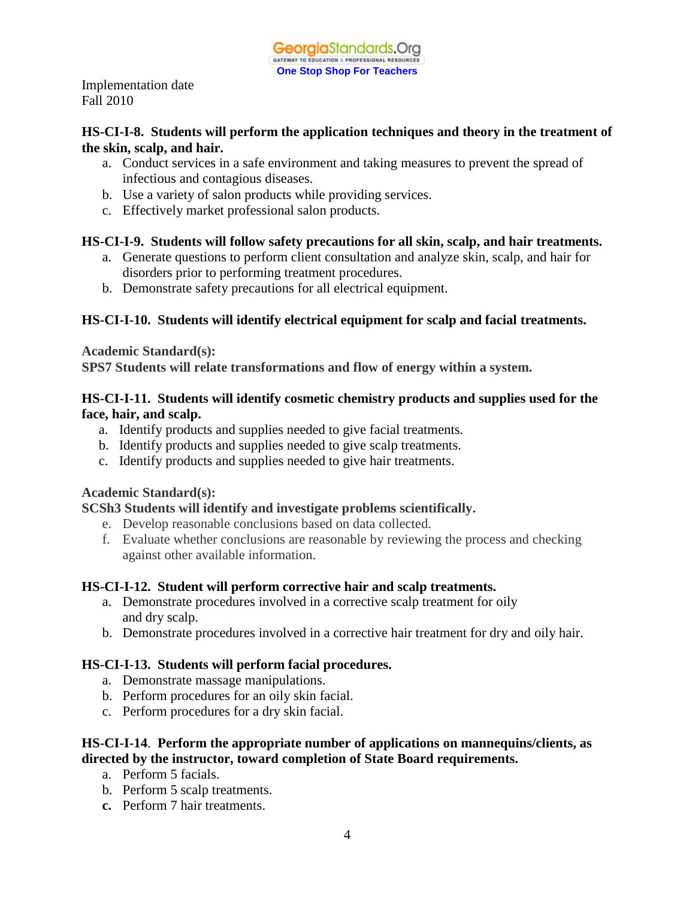Implementation date
Fall 2010

**HS-CI-I-8. Students will perform the application techniques and theory in the treatment of the skin, scalp, and hair.**

a. Conduct services in a safe environment and taking measures to prevent the spread of infectious and contagious diseases.
b. Use a variety of salon products while providing services.
c. Effectively market professional salon products.

**HS-CI-I-9. Students will follow safety precautions for all skin, scalp, and hair treatments.**

a. Generate questions to perform client consultation and analyze skin, scalp, and hair for disorders prior to performing treatment procedures.
b. Demonstrate safety precautions for all electrical equipment.

**HS-CI-I-10. Students will identify electrical equipment for scalp and facial treatments.**

**Academic Standard(s):**
**SPS7 Students will relate transformations and flow of energy within a system.**

**HS-CI-I-11. Students will identify cosmetic chemistry products and supplies used for the face, hair, and scalp.**

a. Identify products and supplies needed to give facial treatments.
b. Identify products and supplies needed to give scalp treatments.
c. Identify products and supplies needed to give hair treatments.

**Academic Standard(s):**
**SCSh3 Students will identify and investigate problems scientifically.**

e. Develop reasonable conclusions based on data collected.
f. Evaluate whether conclusions are reasonable by reviewing the process and checking against other available information.

**HS-CI-I-12. Student will perform corrective hair and scalp treatments.**

a. Demonstrate procedures involved in a corrective scalp treatment for oily and dry scalp.
b. Demonstrate procedures involved in a corrective hair treatment for dry and oily hair.

**HS-CI-I-13. Students will perform facial procedures.**

a. Demonstrate massage manipulations.
b. Perform procedures for an oily skin facial.
c. Perform procedures for a dry skin facial.

**HS-CI-I-14. Perform the appropriate number of applications on mannequins/clients, as directed by the instructor, toward completion of State Board requirements.**

a. Perform 5 facials.
b. Perform 5 scalp treatments.
c. Perform 7 hair treatments.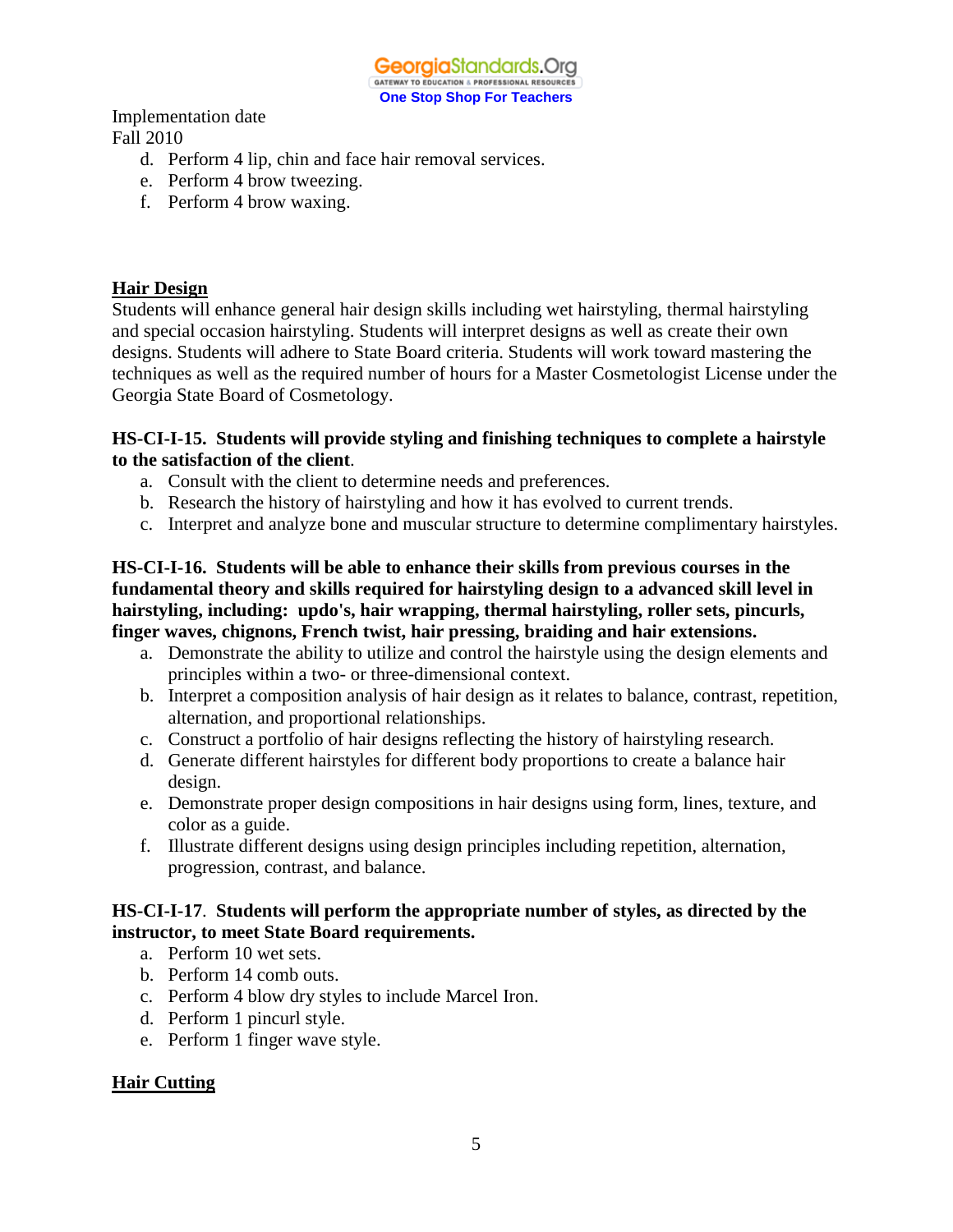Implementation date
Fall 2010

d. Perform 4 lip, chin and face hair removal services.
e. Perform 4 brow tweezing.
f. Perform 4 brow waxing.

## Hair Design

Students will enhance general hair design skills including wet hairstyling, thermal hairstyling and special occasion hairstyling. Students will interpret designs as well as create their own designs. Students will adhere to State Board criteria. Students will work toward mastering the techniques as well as the required number of hours for a Master Cosmetologist License under the Georgia State Board of Cosmetology.

**HS-CI-I-15. Students will provide styling and finishing techniques to complete a hairstyle to the satisfaction of the client**.

a. Consult with the client to determine needs and preferences.
b. Research the history of hairstyling and how it has evolved to current trends.
c. Interpret and analyze bone and muscular structure to determine complimentary hairstyles.

**HS-CI-I-16. Students will be able to enhance their skills from previous courses in the fundamental theory and skills required for hairstyling design to a advanced skill level in hairstyling, including: updo's, hair wrapping, thermal hairstyling, roller sets, pincurls, finger waves, chignons, French twist, hair pressing, braiding and hair extensions.**

a. Demonstrate the ability to utilize and control the hairstyle using the design elements and principles within a two- or three-dimensional context.
b. Interpret a composition analysis of hair design as it relates to balance, contrast, repetition, alternation, and proportional relationships.
c. Construct a portfolio of hair designs reflecting the history of hairstyling research.
d. Generate different hairstyles for different body proportions to create a balance hair design.
e. Demonstrate proper design compositions in hair designs using form, lines, texture, and color as a guide.
f. Illustrate different designs using design principles including repetition, alternation, progression, contrast, and balance.

**HS-CI-I-17**. **Students will perform the appropriate number of styles, as directed by the instructor, to meet State Board requirements.**

a. Perform 10 wet sets.
b. Perform 14 comb outs.
c. Perform 4 blow dry styles to include Marcel Iron.
d. Perform 1 pincurl style.
e. Perform 1 finger wave style.

## Hair Cutting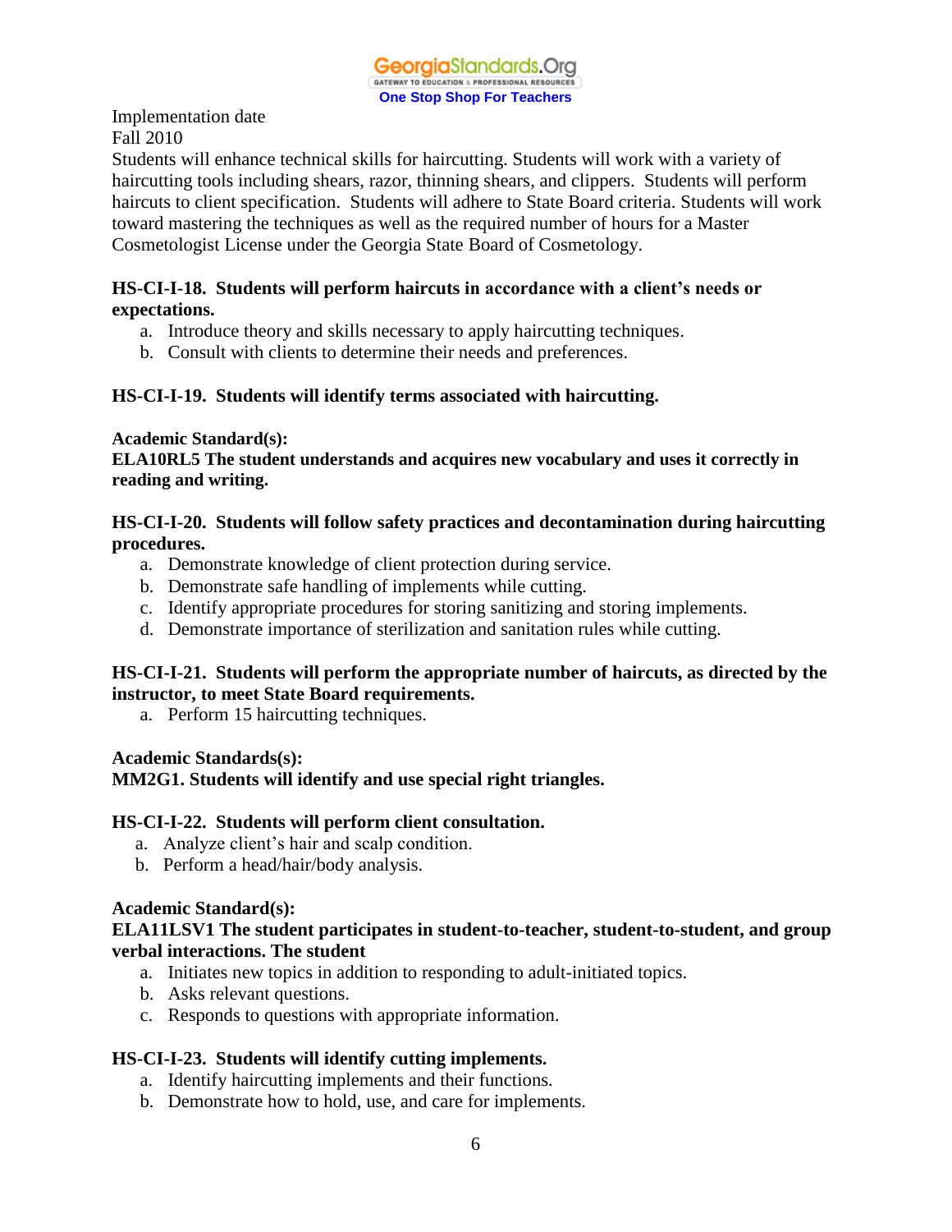Implementation date
Fall 2010
Students will enhance technical skills for haircutting. Students will work with a variety of haircutting tools including shears, razor, thinning shears, and clippers. Students will perform haircuts to client specification. Students will adhere to State Board criteria. Students will work toward mastering the techniques as well as the required number of hours for a Master Cosmetologist License under the Georgia State Board of Cosmetology.

**HS-CI-I-18. Students will perform haircuts in accordance with a client's needs or expectations.**

a. Introduce theory and skills necessary to apply haircutting techniques.
b. Consult with clients to determine their needs and preferences.

**HS-CI-I-19. Students will identify terms associated with haircutting.**

**Academic Standard(s):**
**ELA10RL5 The student understands and acquires new vocabulary and uses it correctly in reading and writing.**

**HS-CI-I-20. Students will follow safety practices and decontamination during haircutting procedures.**

a. Demonstrate knowledge of client protection during service.
b. Demonstrate safe handling of implements while cutting.
c. Identify appropriate procedures for storing sanitizing and storing implements.
d. Demonstrate importance of sterilization and sanitation rules while cutting.

**HS-CI-I-21. Students will perform the appropriate number of haircuts, as directed by the instructor, to meet State Board requirements.**

a. Perform 15 haircutting techniques.

**Academic Standards(s):**
**MM2G1. Students will identify and use special right triangles.**

**HS-CI-I-22. Students will perform client consultation.**

a. Analyze client's hair and scalp condition.
b. Perform a head/hair/body analysis.

**Academic Standard(s):**
**ELA11LSV1 The student participates in student-to-teacher, student-to-student, and group verbal interactions. The student**

a. Initiates new topics in addition to responding to adult-initiated topics.
b. Asks relevant questions.
c. Responds to questions with appropriate information.

**HS-CI-I-23. Students will identify cutting implements.**

a. Identify haircutting implements and their functions.
b. Demonstrate how to hold, use, and care for implements.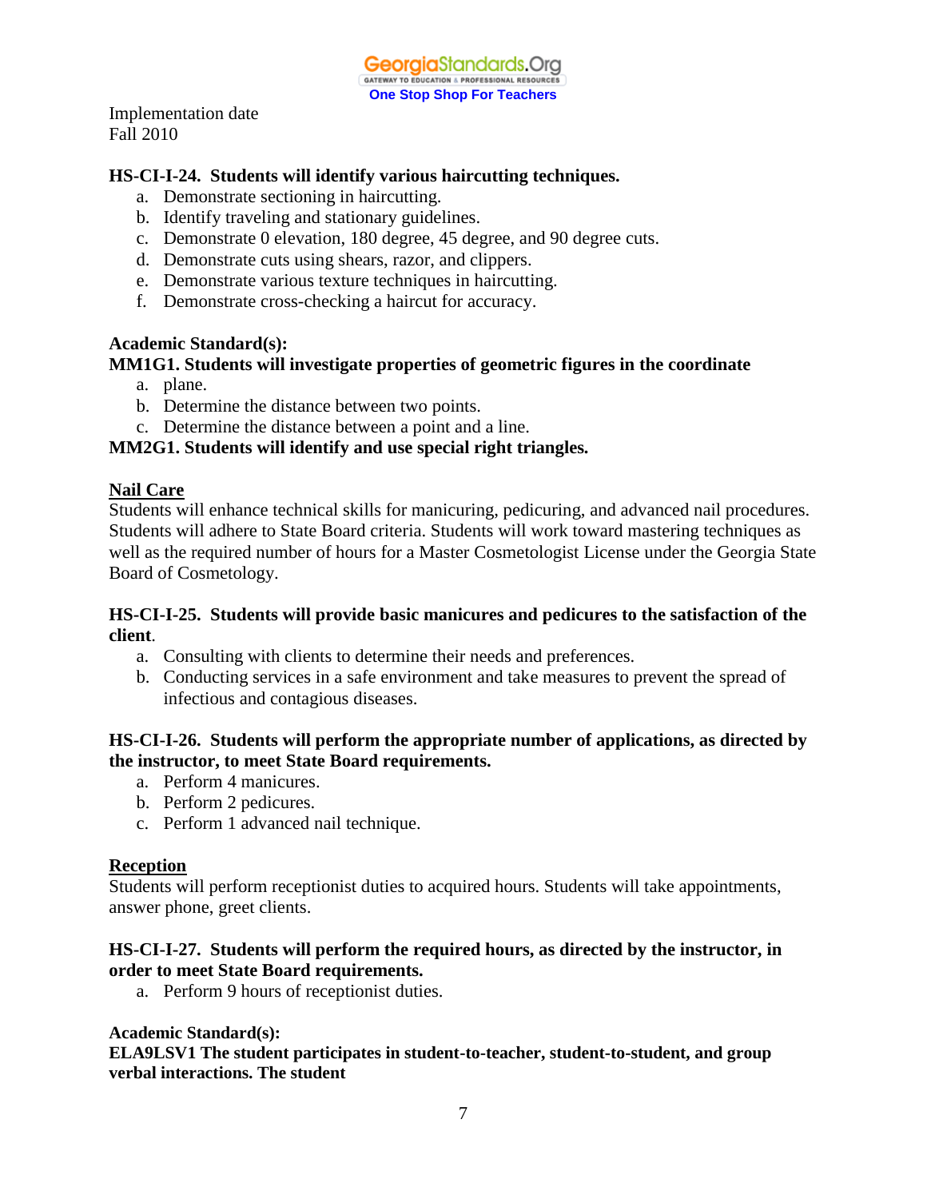Implementation date
Fall 2010

**HS-CI-I-24. Students will identify various haircutting techniques.**

a. Demonstrate sectioning in haircutting.
b. Identify traveling and stationary guidelines.
c. Demonstrate 0 elevation, 180 degree, 45 degree, and 90 degree cuts.
d. Demonstrate cuts using shears, razor, and clippers.
e. Demonstrate various texture techniques in haircutting.
f. Demonstrate cross-checking a haircut for accuracy.

**Academic Standard(s):**

**MM1G1. Students will investigate properties of geometric figures in the coordinate**

a. plane.
b. Determine the distance between two points.
c. Determine the distance between a point and a line.

**MM2G1. Students will identify and use special right triangles.**

**<u>Nail Care</u>**

Students will enhance technical skills for manicuring, pedicuring, and advanced nail procedures. Students will adhere to State Board criteria. Students will work toward mastering techniques as well as the required number of hours for a Master Cosmetologist License under the Georgia State Board of Cosmetology.

**HS-CI-I-25. Students will provide basic manicures and pedicures to the satisfaction of the client**.

a. Consulting with clients to determine their needs and preferences.
b. Conducting services in a safe environment and take measures to prevent the spread of infectious and contagious diseases.

**HS-CI-I-26. Students will perform the appropriate number of applications, as directed by the instructor, to meet State Board requirements.**

a. Perform 4 manicures.
b. Perform 2 pedicures.
c. Perform 1 advanced nail technique.

**<u>Reception</u>**

Students will perform receptionist duties to acquired hours. Students will take appointments, answer phone, greet clients.

**HS-CI-I-27. Students will perform the required hours, as directed by the instructor, in order to meet State Board requirements.**

a. Perform 9 hours of receptionist duties.

**Academic Standard(s):**

**ELA9LSV1 The student participates in student-to-teacher, student-to-student, and group verbal interactions. The student**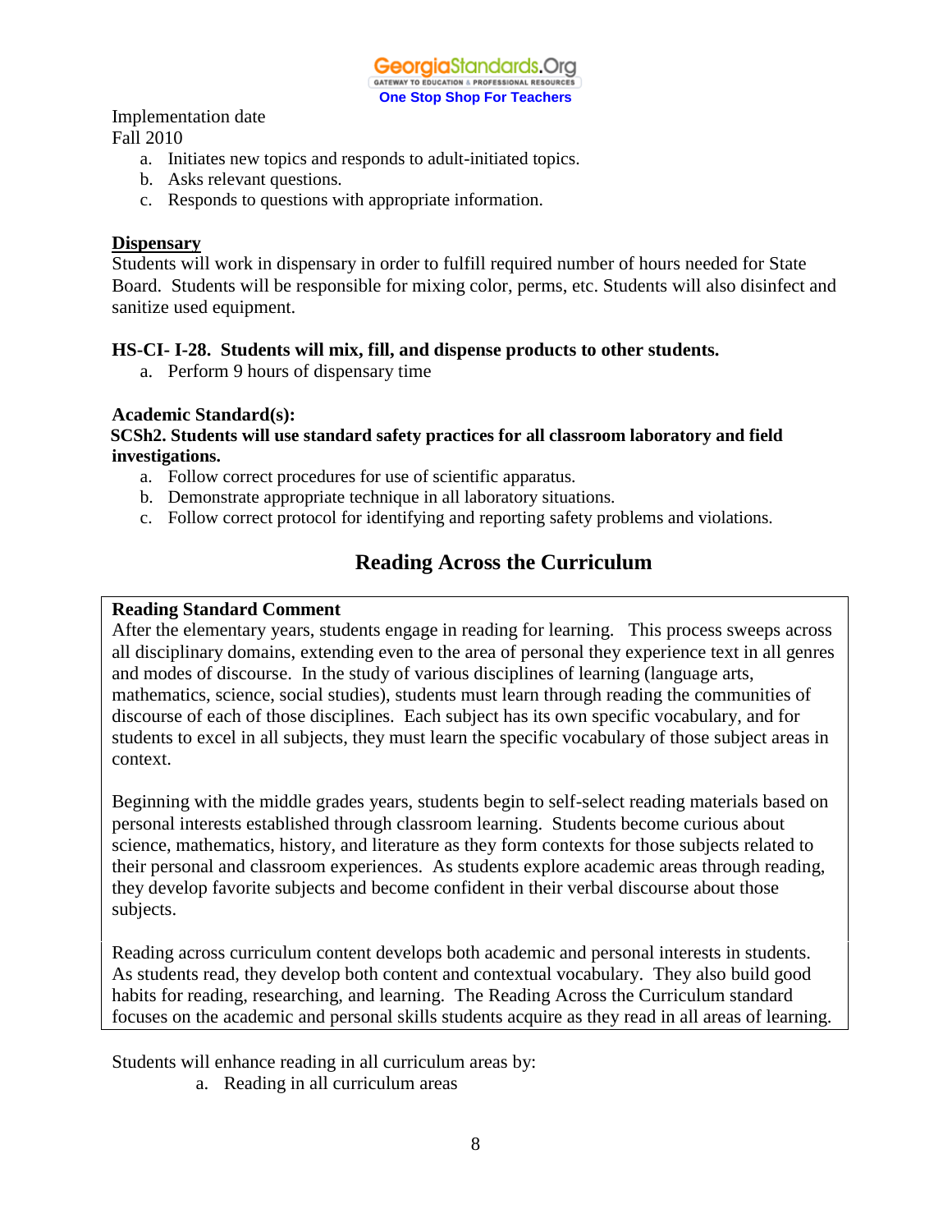Implementation date
Fall 2010

a. Initiates new topics and responds to adult-initiated topics.
b. Asks relevant questions.
c. Responds to questions with appropriate information.

**Dispensary**

Students will work in dispensary in order to fulfill required number of hours needed for State Board. Students will be responsible for mixing color, perms, etc. Students will also disinfect and sanitize used equipment.

**HS-CI- I-28. Students will mix, fill, and dispense products to other students.**

a. Perform 9 hours of dispensary time

**Academic Standard(s):**

**SCSh2. Students will use standard safety practices for all classroom laboratory and field investigations.**

a. Follow correct procedures for use of scientific apparatus.
b. Demonstrate appropriate technique in all laboratory situations.
c. Follow correct protocol for identifying and reporting safety problems and violations.

## Reading Across the Curriculum

**Reading Standard Comment**

After the elementary years, students engage in reading for learning. This process sweeps across all disciplinary domains, extending even to the area of personal they experience text in all genres and modes of discourse. In the study of various disciplines of learning (language arts, mathematics, science, social studies), students must learn through reading the communities of discourse of each of those disciplines. Each subject has its own specific vocabulary, and for students to excel in all subjects, they must learn the specific vocabulary of those subject areas in context.

Beginning with the middle grades years, students begin to self-select reading materials based on personal interests established through classroom learning. Students become curious about science, mathematics, history, and literature as they form contexts for those subjects related to their personal and classroom experiences. As students explore academic areas through reading, they develop favorite subjects and become confident in their verbal discourse about those subjects.

Reading across curriculum content develops both academic and personal interests in students. As students read, they develop both content and contextual vocabulary. They also build good habits for reading, researching, and learning. The Reading Across the Curriculum standard focuses on the academic and personal skills students acquire as they read in all areas of learning.

Students will enhance reading in all curriculum areas by:

a. Reading in all curriculum areas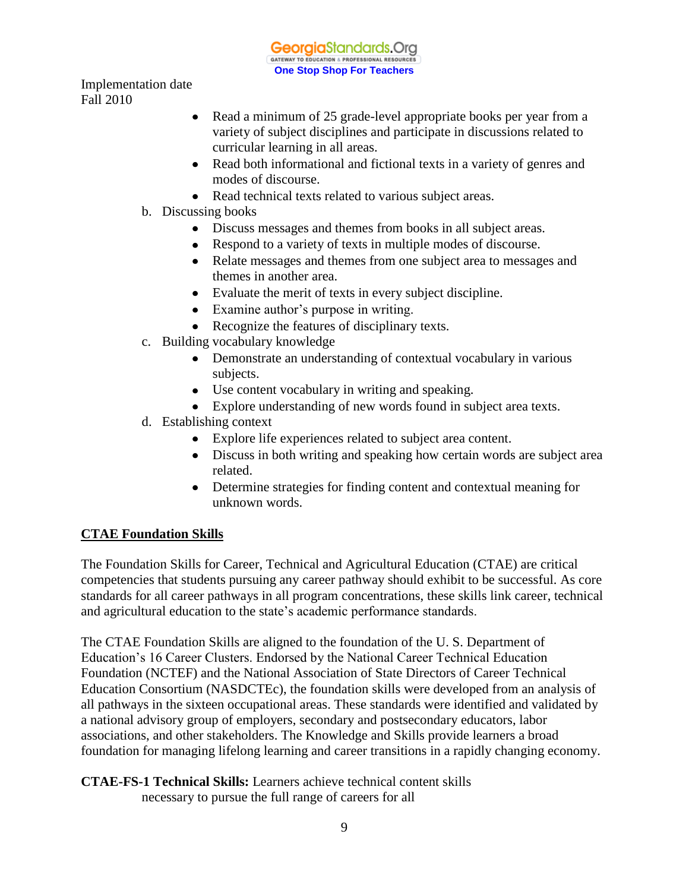Implementation date
Fall 2010

- Read a minimum of 25 grade-level appropriate books per year from a variety of subject disciplines and participate in discussions related to curricular learning in all areas.
- Read both informational and fictional texts in a variety of genres and modes of discourse.
- Read technical texts related to various subject areas.

b. Discussing books
   - Discuss messages and themes from books in all subject areas.
   - Respond to a variety of texts in multiple modes of discourse.
   - Relate messages and themes from one subject area to messages and themes in another area.
   - Evaluate the merit of texts in every subject discipline.
   - Examine author's purpose in writing.
   - Recognize the features of disciplinary texts.

c. Building vocabulary knowledge
   - Demonstrate an understanding of contextual vocabulary in various subjects.
   - Use content vocabulary in writing and speaking.
   - Explore understanding of new words found in subject area texts.

d. Establishing context
   - Explore life experiences related to subject area content.
   - Discuss in both writing and speaking how certain words are subject area related.
   - Determine strategies for finding content and contextual meaning for unknown words.

## CTAE Foundation Skills

The Foundation Skills for Career, Technical and Agricultural Education (CTAE) are critical competencies that students pursuing any career pathway should exhibit to be successful. As core standards for all career pathways in all program concentrations, these skills link career, technical and agricultural education to the state's academic performance standards.

The CTAE Foundation Skills are aligned to the foundation of the U. S. Department of Education's 16 Career Clusters. Endorsed by the National Career Technical Education Foundation (NCTEF) and the National Association of State Directors of Career Technical Education Consortium (NASDCTEc), the foundation skills were developed from an analysis of all pathways in the sixteen occupational areas. These standards were identified and validated by a national advisory group of employers, secondary and postsecondary educators, labor associations, and other stakeholders. The Knowledge and Skills provide learners a broad foundation for managing lifelong learning and career transitions in a rapidly changing economy.

**CTAE-FS-1 Technical Skills:** Learners achieve technical content skills necessary to pursue the full range of careers for all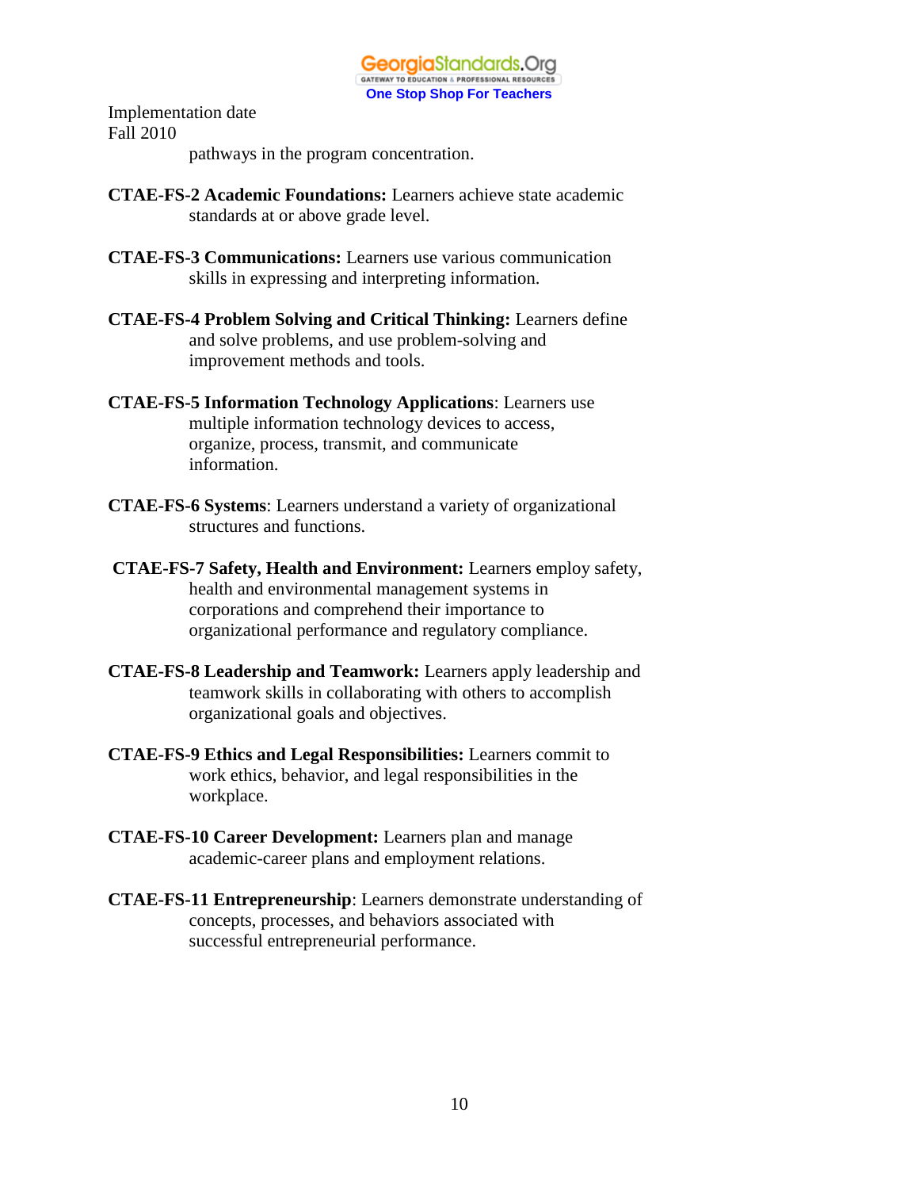Implementation date
Fall 2010

pathways in the program concentration.

**CTAE-FS-2 Academic Foundations:** Learners achieve state academic standards at or above grade level.

**CTAE-FS-3 Communications:** Learners use various communication skills in expressing and interpreting information.

**CTAE-FS-4 Problem Solving and Critical Thinking:** Learners define and solve problems, and use problem-solving and improvement methods and tools.

**CTAE-FS-5 Information Technology Applications**: Learners use multiple information technology devices to access, organize, process, transmit, and communicate information.

**CTAE-FS-6 Systems**: Learners understand a variety of organizational structures and functions.

**CTAE-FS-7 Safety, Health and Environment:** Learners employ safety, health and environmental management systems in corporations and comprehend their importance to organizational performance and regulatory compliance.

**CTAE-FS-8 Leadership and Teamwork:** Learners apply leadership and teamwork skills in collaborating with others to accomplish organizational goals and objectives.

**CTAE-FS-9 Ethics and Legal Responsibilities:** Learners commit to work ethics, behavior, and legal responsibilities in the workplace.

**CTAE-FS-10 Career Development:** Learners plan and manage academic-career plans and employment relations.

**CTAE-FS-11 Entrepreneurship**: Learners demonstrate understanding of concepts, processes, and behaviors associated with successful entrepreneurial performance.